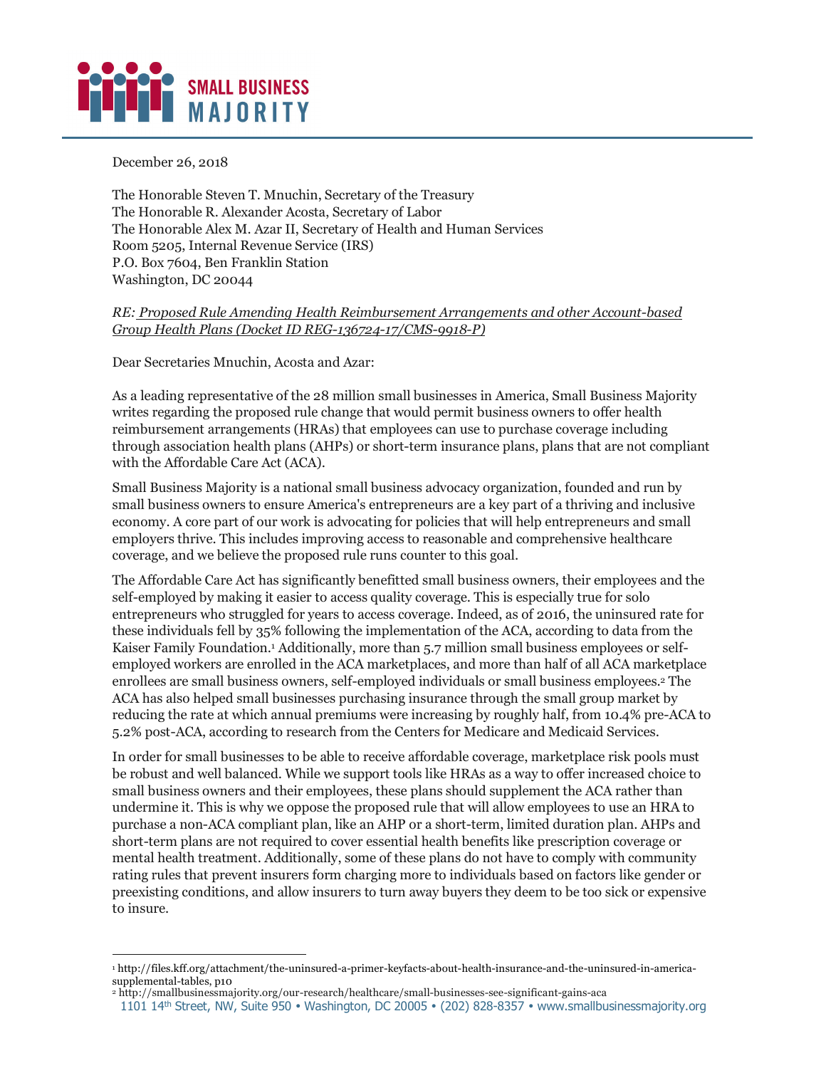**SMALL BUSINESS MAJORITY**

December 26, 2018

The Honorable Steven T. Mnuchin, Secretary of the Treasury
The Honorable R. Alexander Acosta, Secretary of Labor
The Honorable Alex M. Azar II, Secretary of Health and Human Services
Room 5205, Internal Revenue Service (IRS)
P.O. Box 7604, Ben Franklin Station
Washington, DC 20044

*RE: Proposed Rule Amending Health Reimbursement Arrangements and other Account-based Group Health Plans (Docket ID REG-136724-17/CMS-9918-P)*

Dear Secretaries Mnuchin, Acosta and Azar:

As a leading representative of the 28 million small businesses in America, Small Business Majority writes regarding the proposed rule change that would permit business owners to offer health reimbursement arrangements (HRAs) that employees can use to purchase coverage including through association health plans (AHPs) or short-term insurance plans, plans that are not compliant with the Affordable Care Act (ACA).

Small Business Majority is a national small business advocacy organization, founded and run by small business owners to ensure America's entrepreneurs are a key part of a thriving and inclusive economy. A core part of our work is advocating for policies that will help entrepreneurs and small employers thrive. This includes improving access to reasonable and comprehensive healthcare coverage, and we believe the proposed rule runs counter to this goal.

The Affordable Care Act has significantly benefitted small business owners, their employees and the self-employed by making it easier to access quality coverage. This is especially true for solo entrepreneurs who struggled for years to access coverage. Indeed, as of 2016, the uninsured rate for these individuals fell by 35% following the implementation of the ACA, according to data from the Kaiser Family Foundation.[1] Additionally, more than 5.7 million small business employees or self-employed workers are enrolled in the ACA marketplaces, and more than half of all ACA marketplace enrollees are small business owners, self-employed individuals or small business employees.[2] The ACA has also helped small businesses purchasing insurance through the small group market by reducing the rate at which annual premiums were increasing by roughly half, from 10.4% pre-ACA to 5.2% post-ACA, according to research from the Centers for Medicare and Medicaid Services.

In order for small businesses to be able to receive affordable coverage, marketplace risk pools must be robust and well balanced. While we support tools like HRAs as a way to offer increased choice to small business owners and their employees, these plans should supplement the ACA rather than undermine it. This is why we oppose the proposed rule that will allow employees to use an HRA to purchase a non-ACA compliant plan, like an AHP or a short-term, limited duration plan. AHPs and short-term plans are not required to cover essential health benefits like prescription coverage or mental health treatment. Additionally, some of these plans do not have to comply with community rating rules that prevent insurers form charging more to individuals based on factors like gender or preexisting conditions, and allow insurers to turn away buyers they deem to be too sick or expensive to insure.

---

[1] http://files.kff.org/attachment/the-uninsured-a-primer-keyfacts-about-health-insurance-and-the-uninsured-in-america-supplemental-tables, p10

[2] http://smallbusinessmajority.org/our-research/healthcare/small-businesses-see-significant-gains-aca

1101 14th Street, NW, Suite 950 • Washington, DC 20005 • (202) 828-8357 • www.smallbusinessmajority.org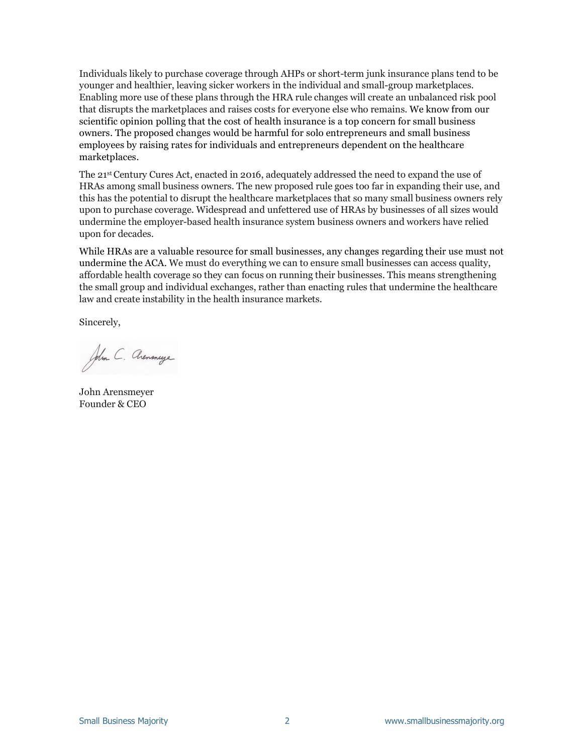Individuals likely to purchase coverage through AHPs or short-term junk insurance plans tend to be younger and healthier, leaving sicker workers in the individual and small-group marketplaces. Enabling more use of these plans through the HRA rule changes will create an unbalanced risk pool that disrupts the marketplaces and raises costs for everyone else who remains. We know from our scientific opinion polling that the cost of health insurance is a top concern for small business owners. The proposed changes would be harmful for solo entrepreneurs and small business employees by raising rates for individuals and entrepreneurs dependent on the healthcare marketplaces.

The 21st Century Cures Act, enacted in 2016, adequately addressed the need to expand the use of HRAs among small business owners. The new proposed rule goes too far in expanding their use, and this has the potential to disrupt the healthcare marketplaces that so many small business owners rely upon to purchase coverage. Widespread and unfettered use of HRAs by businesses of all sizes would undermine the employer-based health insurance system business owners and workers have relied upon for decades.

While HRAs are a valuable resource for small businesses, any changes regarding their use must not undermine the ACA. We must do everything we can to ensure small businesses can access quality, affordable health coverage so they can focus on running their businesses. This means strengthening the small group and individual exchanges, rather than enacting rules that undermine the healthcare law and create instability in the health insurance markets.

Sincerely,

John Arensmeyer
Founder & CEO